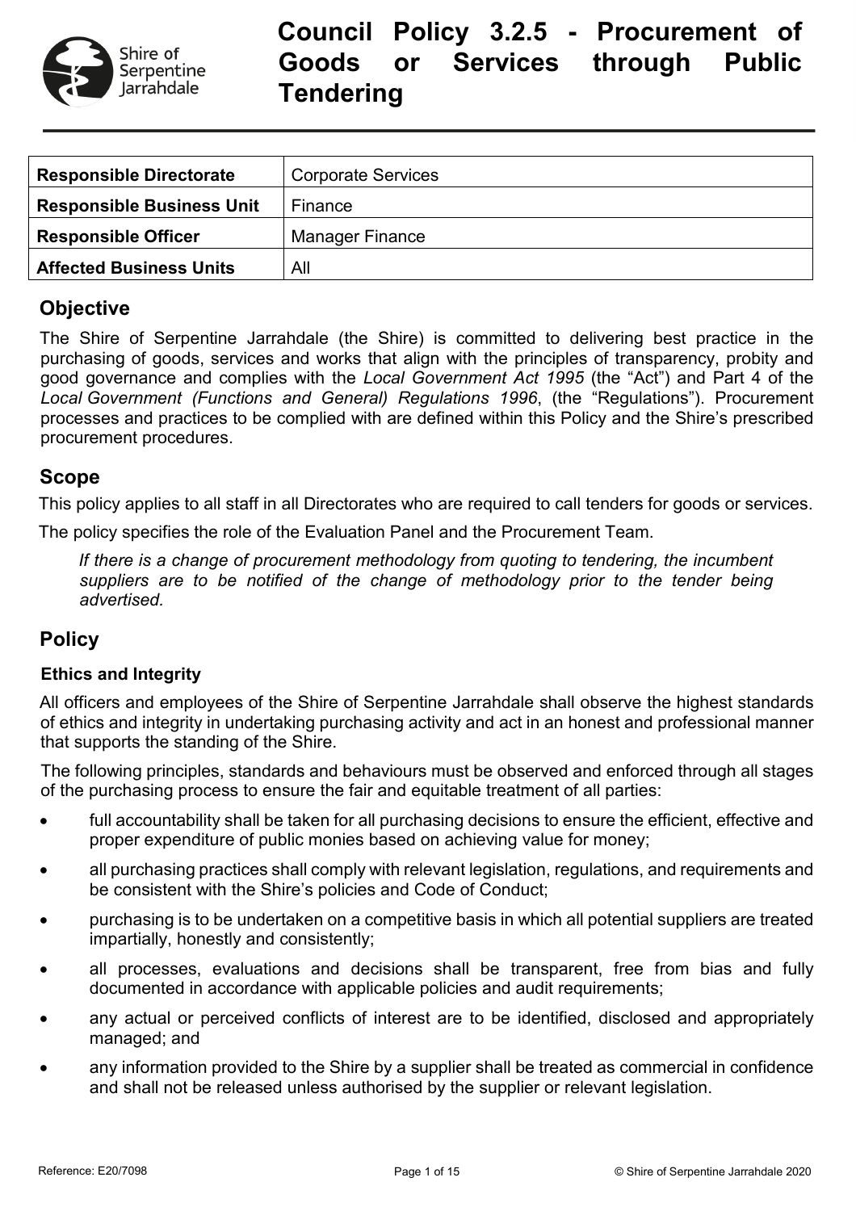# Council Policy 3.2.5 - Procurement of Goods or Services through Public Tendering

| Responsible Directorate | Corporate Services |
|---|---|
| **Responsible Business Unit** | Finance |
| **Responsible Officer** | Manager Finance |
| **Affected Business Units** | All |

## Objective

The Shire of Serpentine Jarrahdale (the Shire) is committed to delivering best practice in the purchasing of goods, services and works that align with the principles of transparency, probity and good governance and complies with the *Local Government Act 1995* (the "Act") and Part 4 of the *Local Government (Functions and General) Regulations 1996*, (the "Regulations"). Procurement processes and practices to be complied with are defined within this Policy and the Shire's prescribed procurement procedures.

## Scope

This policy applies to all staff in all Directorates who are required to call tenders for goods or services.

The policy specifies the role of the Evaluation Panel and the Procurement Team.

*If there is a change of procurement methodology from quoting to tendering, the incumbent suppliers are to be notified of the change of methodology prior to the tender being advertised.*

## Policy

### Ethics and Integrity

All officers and employees of the Shire of Serpentine Jarrahdale shall observe the highest standards of ethics and integrity in undertaking purchasing activity and act in an honest and professional manner that supports the standing of the Shire.

The following principles, standards and behaviours must be observed and enforced through all stages of the purchasing process to ensure the fair and equitable treatment of all parties:

- full accountability shall be taken for all purchasing decisions to ensure the efficient, effective and proper expenditure of public monies based on achieving value for money;
- all purchasing practices shall comply with relevant legislation, regulations, and requirements and be consistent with the Shire's policies and Code of Conduct;
- purchasing is to be undertaken on a competitive basis in which all potential suppliers are treated impartially, honestly and consistently;
- all processes, evaluations and decisions shall be transparent, free from bias and fully documented in accordance with applicable policies and audit requirements;
- any actual or perceived conflicts of interest are to be identified, disclosed and appropriately managed; and
- any information provided to the Shire by a supplier shall be treated as commercial in confidence and shall not be released unless authorised by the supplier or relevant legislation.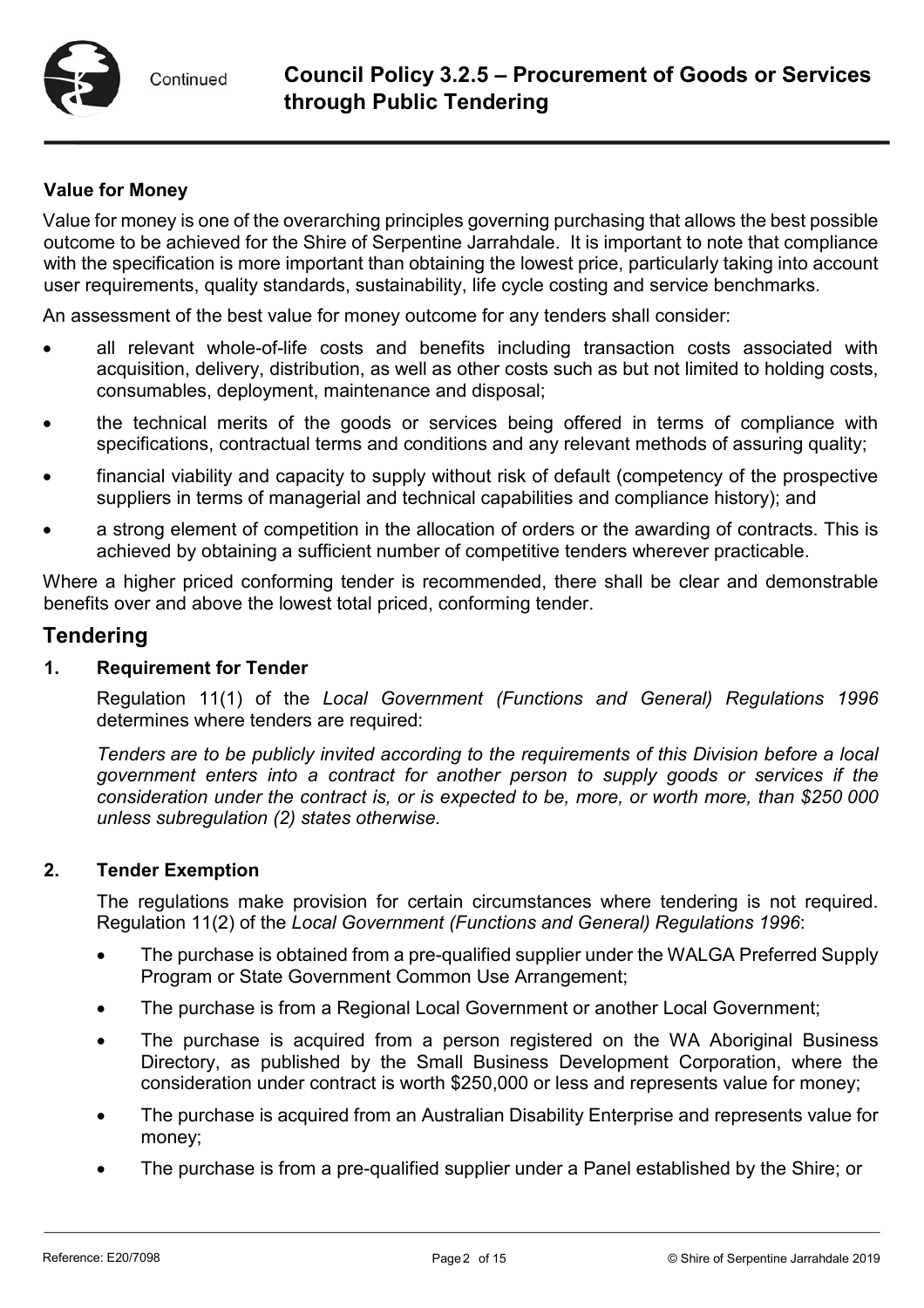**Value for Money**

Value for money is one of the overarching principles governing purchasing that allows the best possible outcome to be achieved for the Shire of Serpentine Jarrahdale. It is important to note that compliance with the specification is more important than obtaining the lowest price, particularly taking into account user requirements, quality standards, sustainability, life cycle costing and service benchmarks.

An assessment of the best value for money outcome for any tenders shall consider:

- all relevant whole-of-life costs and benefits including transaction costs associated with acquisition, delivery, distribution, as well as other costs such as but not limited to holding costs, consumables, deployment, maintenance and disposal;
- the technical merits of the goods or services being offered in terms of compliance with specifications, contractual terms and conditions and any relevant methods of assuring quality;
- financial viability and capacity to supply without risk of default (competency of the prospective suppliers in terms of managerial and technical capabilities and compliance history); and
- a strong element of competition in the allocation of orders or the awarding of contracts. This is achieved by obtaining a sufficient number of competitive tenders wherever practicable.

Where a higher priced conforming tender is recommended, there shall be clear and demonstrable benefits over and above the lowest total priced, conforming tender.

## Tendering

### 1. Requirement for Tender

Regulation 11(1) of the *Local Government (Functions and General) Regulations 1996* determines where tenders are required:

*Tenders are to be publicly invited according to the requirements of this Division before a local government enters into a contract for another person to supply goods or services if the consideration under the contract is, or is expected to be, more, or worth more, than $250 000 unless subregulation (2) states otherwise.*

### 2. Tender Exemption

The regulations make provision for certain circumstances where tendering is not required. Regulation 11(2) of the *Local Government (Functions and General) Regulations 1996*:

- The purchase is obtained from a pre-qualified supplier under the WALGA Preferred Supply Program or State Government Common Use Arrangement;
- The purchase is from a Regional Local Government or another Local Government;
- The purchase is acquired from a person registered on the WA Aboriginal Business Directory, as published by the Small Business Development Corporation, where the consideration under contract is worth $250,000 or less and represents value for money;
- The purchase is acquired from an Australian Disability Enterprise and represents value for money;
- The purchase is from a pre-qualified supplier under a Panel established by the Shire; or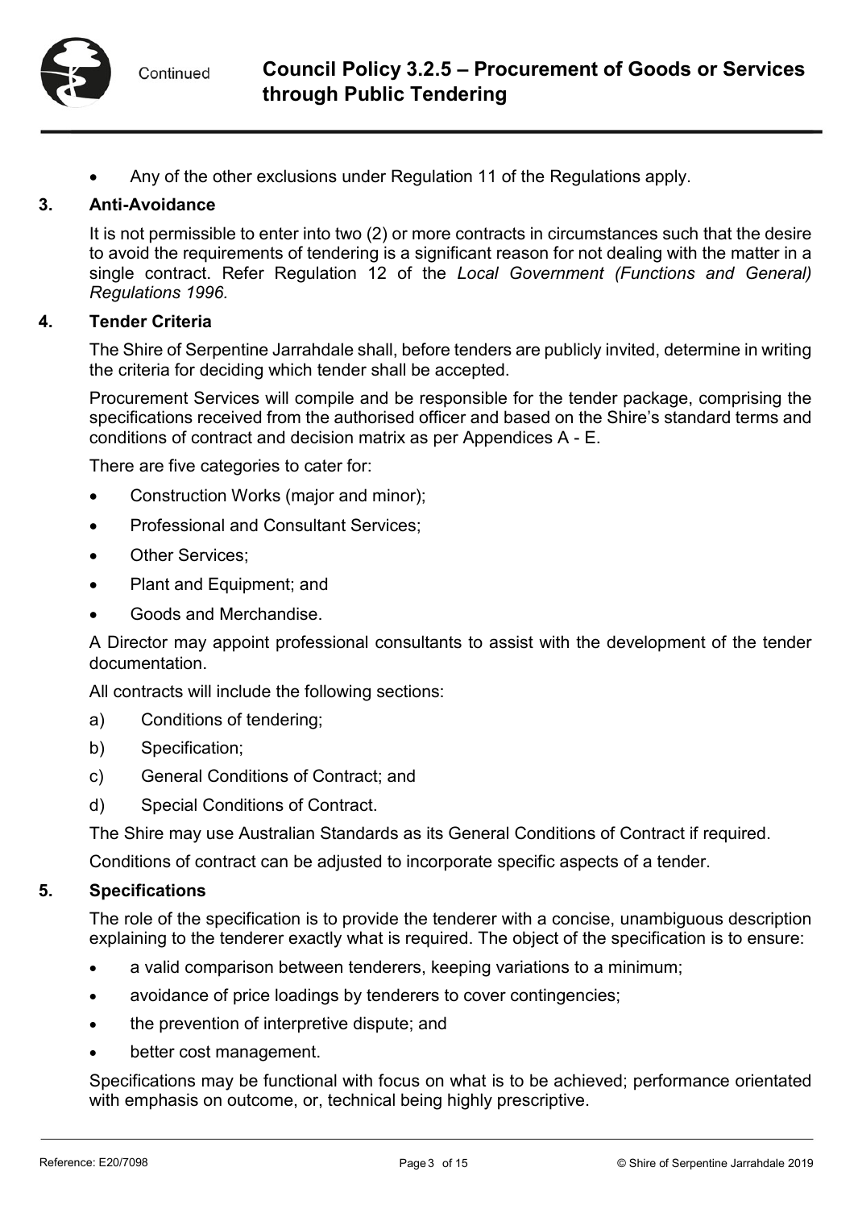- Any of the other exclusions under Regulation 11 of the Regulations apply.

## 3. Anti-Avoidance

It is not permissible to enter into two (2) or more contracts in circumstances such that the desire to avoid the requirements of tendering is a significant reason for not dealing with the matter in a single contract. Refer Regulation 12 of the *Local Government (Functions and General) Regulations 1996.*

## 4. Tender Criteria

The Shire of Serpentine Jarrahdale shall, before tenders are publicly invited, determine in writing the criteria for deciding which tender shall be accepted.

Procurement Services will compile and be responsible for the tender package, comprising the specifications received from the authorised officer and based on the Shire's standard terms and conditions of contract and decision matrix as per Appendices A - E.

There are five categories to cater for:

- Construction Works (major and minor);
- Professional and Consultant Services;
- Other Services;
- Plant and Equipment; and
- Goods and Merchandise.

A Director may appoint professional consultants to assist with the development of the tender documentation.

All contracts will include the following sections:

a) Conditions of tendering;

b) Specification;

c) General Conditions of Contract; and

d) Special Conditions of Contract.

The Shire may use Australian Standards as its General Conditions of Contract if required.

Conditions of contract can be adjusted to incorporate specific aspects of a tender.

## 5. Specifications

The role of the specification is to provide the tenderer with a concise, unambiguous description explaining to the tenderer exactly what is required. The object of the specification is to ensure:

- a valid comparison between tenderers, keeping variations to a minimum;
- avoidance of price loadings by tenderers to cover contingencies;
- the prevention of interpretive dispute; and
- better cost management.

Specifications may be functional with focus on what is to be achieved; performance orientated with emphasis on outcome, or, technical being highly prescriptive.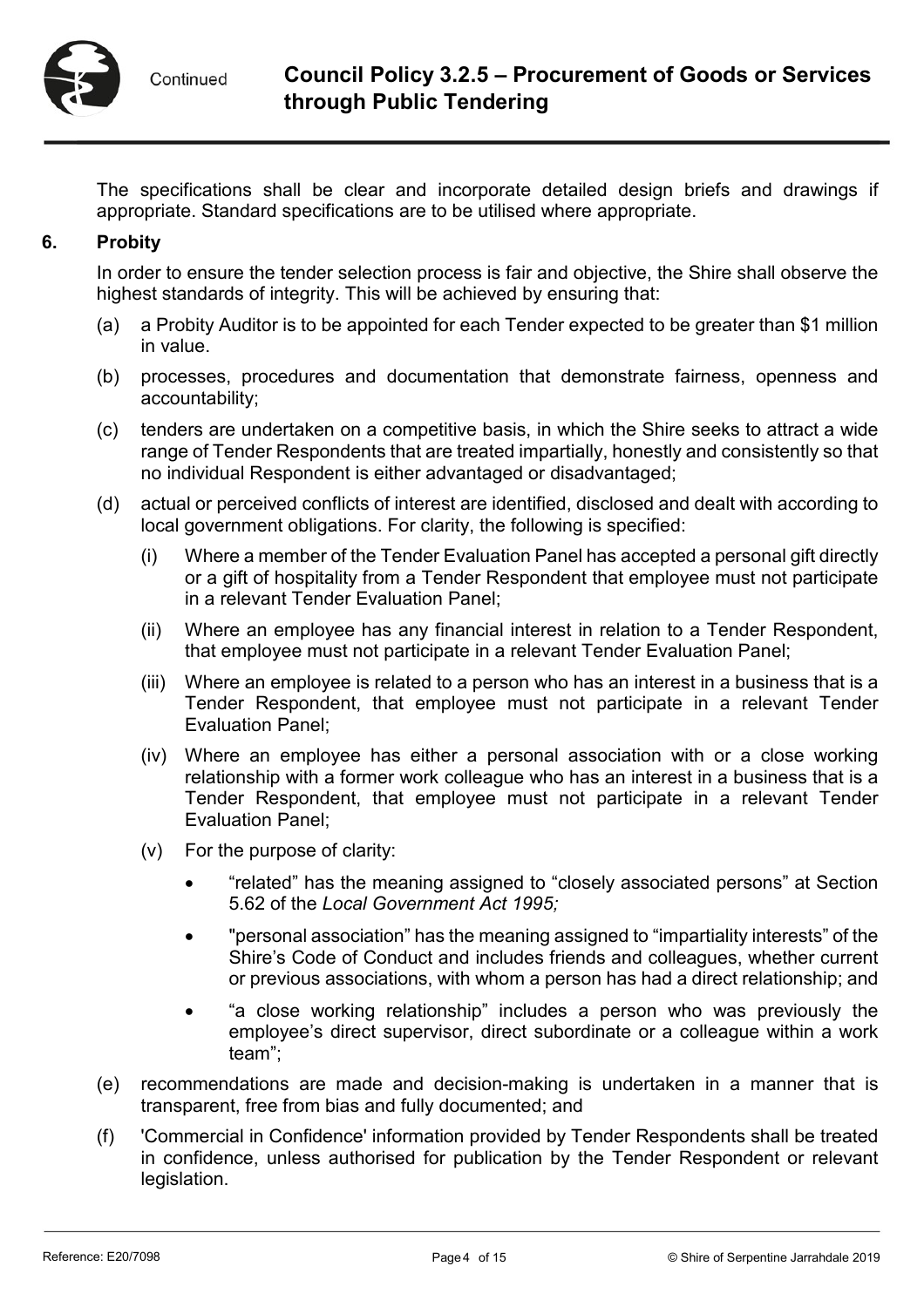The specifications shall be clear and incorporate detailed design briefs and drawings if appropriate. Standard specifications are to be utilised where appropriate.

## 6. Probity

In order to ensure the tender selection process is fair and objective, the Shire shall observe the highest standards of integrity. This will be achieved by ensuring that:

(a) a Probity Auditor is to be appointed for each Tender expected to be greater than $1 million in value.

(b) processes, procedures and documentation that demonstrate fairness, openness and accountability;

(c) tenders are undertaken on a competitive basis, in which the Shire seeks to attract a wide range of Tender Respondents that are treated impartially, honestly and consistently so that no individual Respondent is either advantaged or disadvantaged;

(d) actual or perceived conflicts of interest are identified, disclosed and dealt with according to local government obligations. For clarity, the following is specified:

  (i) Where a member of the Tender Evaluation Panel has accepted a personal gift directly or a gift of hospitality from a Tender Respondent that employee must not participate in a relevant Tender Evaluation Panel;

  (ii) Where an employee has any financial interest in relation to a Tender Respondent, that employee must not participate in a relevant Tender Evaluation Panel;

  (iii) Where an employee is related to a person who has an interest in a business that is a Tender Respondent, that employee must not participate in a relevant Tender Evaluation Panel;

  (iv) Where an employee has either a personal association with or a close working relationship with a former work colleague who has an interest in a business that is a Tender Respondent, that employee must not participate in a relevant Tender Evaluation Panel;

  (v) For the purpose of clarity:

  - "related" has the meaning assigned to "closely associated persons" at Section 5.62 of the *Local Government Act 1995;*
  - "personal association" has the meaning assigned to "impartiality interests" of the Shire's Code of Conduct and includes friends and colleagues, whether current or previous associations, with whom a person has had a direct relationship; and
  - "a close working relationship" includes a person who was previously the employee's direct supervisor, direct subordinate or a colleague within a work team";

(e) recommendations are made and decision-making is undertaken in a manner that is transparent, free from bias and fully documented; and

(f) 'Commercial in Confidence' information provided by Tender Respondents shall be treated in confidence, unless authorised for publication by the Tender Respondent or relevant legislation.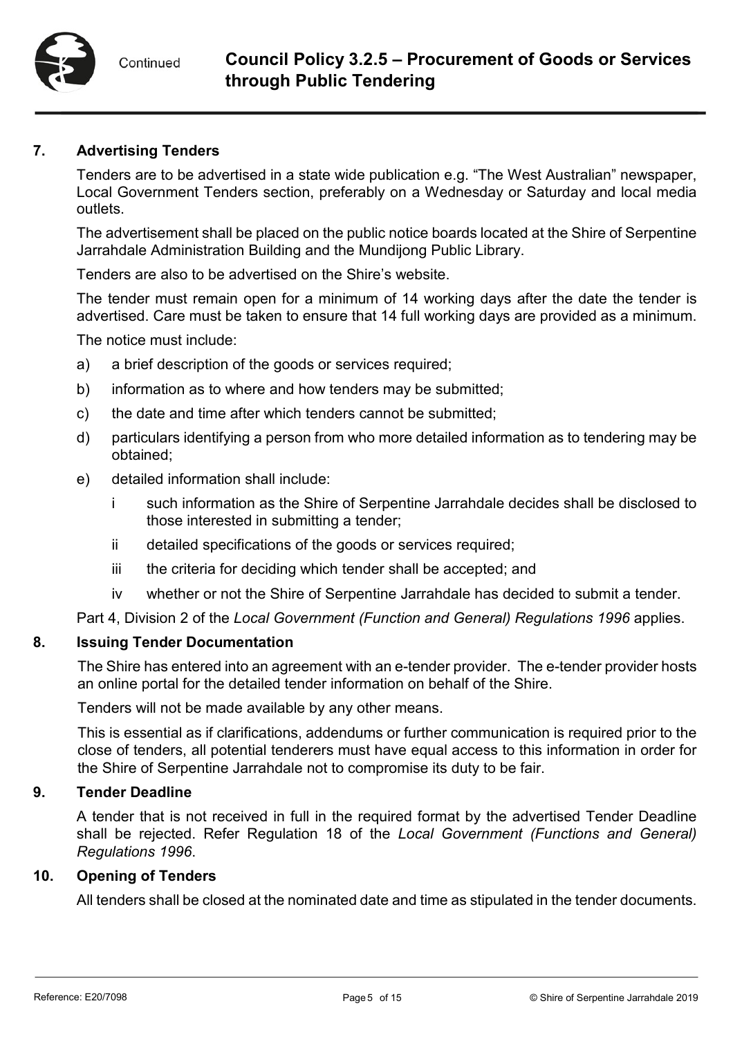## 7. Advertising Tenders

Tenders are to be advertised in a state wide publication e.g. "The West Australian" newspaper, Local Government Tenders section, preferably on a Wednesday or Saturday and local media outlets.

The advertisement shall be placed on the public notice boards located at the Shire of Serpentine Jarrahdale Administration Building and the Mundijong Public Library.

Tenders are also to be advertised on the Shire's website.

The tender must remain open for a minimum of 14 working days after the date the tender is advertised. Care must be taken to ensure that 14 full working days are provided as a minimum.

The notice must include:

a) a brief description of the goods or services required;

b) information as to where and how tenders may be submitted;

c) the date and time after which tenders cannot be submitted;

d) particulars identifying a person from who more detailed information as to tendering may be obtained;

e) detailed information shall include:

   i such information as the Shire of Serpentine Jarrahdale decides shall be disclosed to those interested in submitting a tender;

   ii detailed specifications of the goods or services required;

   iii the criteria for deciding which tender shall be accepted; and

   iv whether or not the Shire of Serpentine Jarrahdale has decided to submit a tender.

Part 4, Division 2 of the *Local Government (Function and General) Regulations 1996* applies.

## 8. Issuing Tender Documentation

The Shire has entered into an agreement with an e-tender provider. The e-tender provider hosts an online portal for the detailed tender information on behalf of the Shire.

Tenders will not be made available by any other means.

This is essential as if clarifications, addendums or further communication is required prior to the close of tenders, all potential tenderers must have equal access to this information in order for the Shire of Serpentine Jarrahdale not to compromise its duty to be fair.

## 9. Tender Deadline

A tender that is not received in full in the required format by the advertised Tender Deadline shall be rejected. Refer Regulation 18 of the *Local Government (Functions and General) Regulations 1996*.

## 10. Opening of Tenders

All tenders shall be closed at the nominated date and time as stipulated in the tender documents.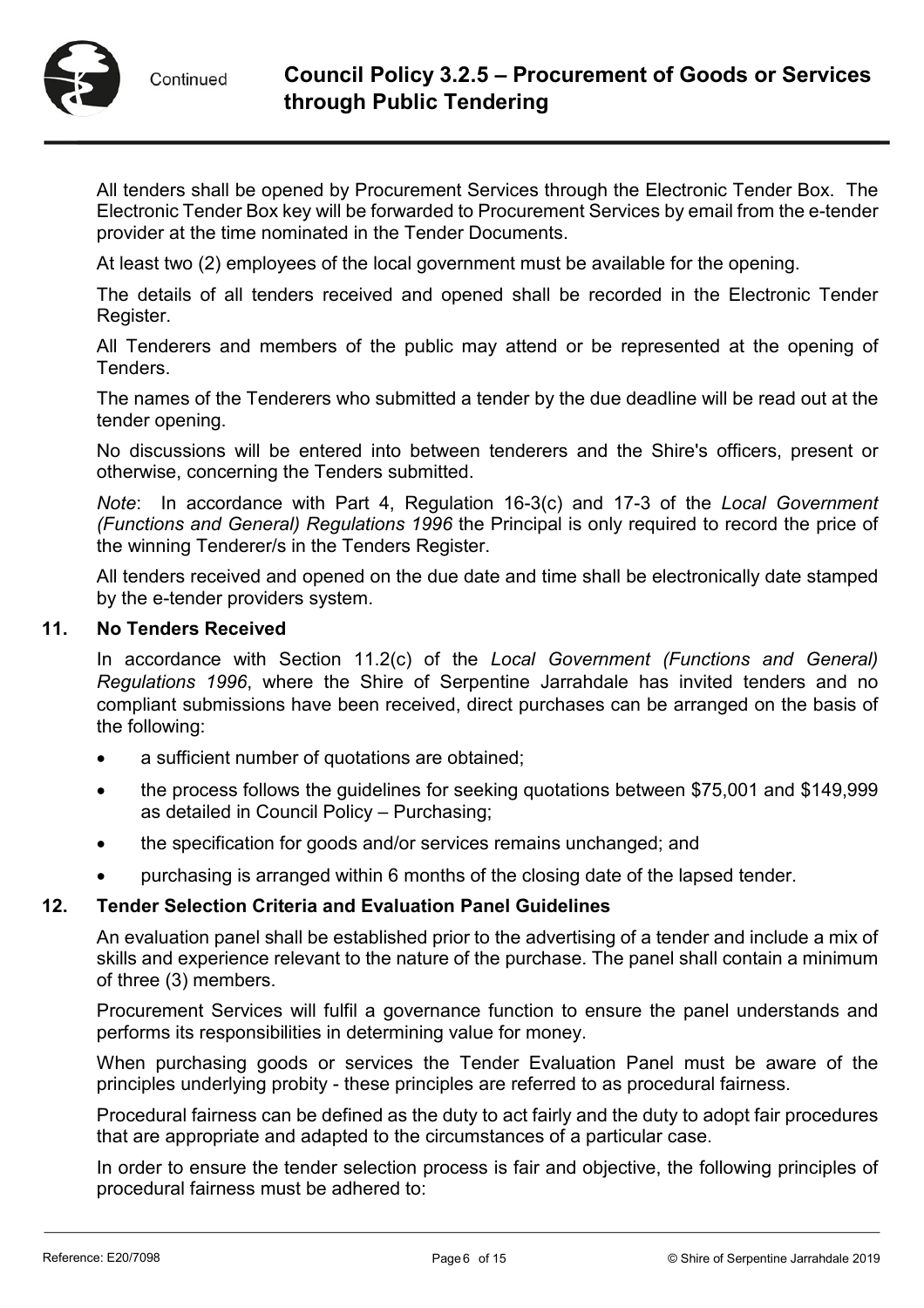All tenders shall be opened by Procurement Services through the Electronic Tender Box. The Electronic Tender Box key will be forwarded to Procurement Services by email from the e-tender provider at the time nominated in the Tender Documents.

At least two (2) employees of the local government must be available for the opening.

The details of all tenders received and opened shall be recorded in the Electronic Tender Register.

All Tenderers and members of the public may attend or be represented at the opening of Tenders.

The names of the Tenderers who submitted a tender by the due deadline will be read out at the tender opening.

No discussions will be entered into between tenderers and the Shire's officers, present or otherwise, concerning the Tenders submitted.

*Note*: In accordance with Part 4, Regulation 16-3(c) and 17-3 of the *Local Government (Functions and General) Regulations 1996* the Principal is only required to record the price of the winning Tenderer/s in the Tenders Register.

All tenders received and opened on the due date and time shall be electronically date stamped by the e-tender providers system.

## 11. No Tenders Received

In accordance with Section 11.2(c) of the *Local Government (Functions and General) Regulations 1996*, where the Shire of Serpentine Jarrahdale has invited tenders and no compliant submissions have been received, direct purchases can be arranged on the basis of the following:

- a sufficient number of quotations are obtained;
- the process follows the guidelines for seeking quotations between $75,001 and $149,999 as detailed in Council Policy – Purchasing;
- the specification for goods and/or services remains unchanged; and
- purchasing is arranged within 6 months of the closing date of the lapsed tender.

## 12. Tender Selection Criteria and Evaluation Panel Guidelines

An evaluation panel shall be established prior to the advertising of a tender and include a mix of skills and experience relevant to the nature of the purchase. The panel shall contain a minimum of three (3) members.

Procurement Services will fulfil a governance function to ensure the panel understands and performs its responsibilities in determining value for money.

When purchasing goods or services the Tender Evaluation Panel must be aware of the principles underlying probity - these principles are referred to as procedural fairness.

Procedural fairness can be defined as the duty to act fairly and the duty to adopt fair procedures that are appropriate and adapted to the circumstances of a particular case.

In order to ensure the tender selection process is fair and objective, the following principles of procedural fairness must be adhered to: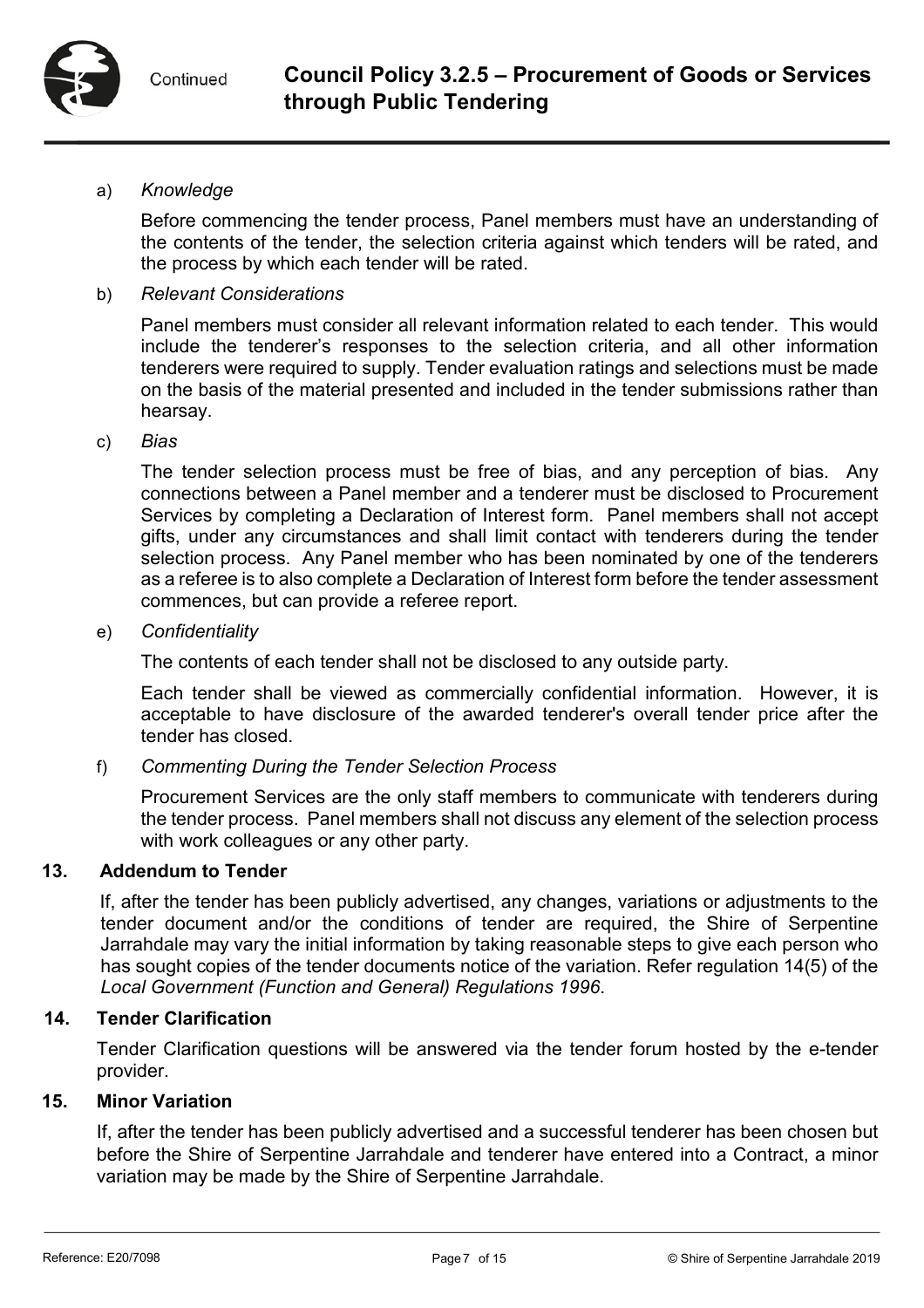a) *Knowledge*

Before commencing the tender process, Panel members must have an understanding of the contents of the tender, the selection criteria against which tenders will be rated, and the process by which each tender will be rated.

b) *Relevant Considerations*

Panel members must consider all relevant information related to each tender. This would include the tenderer's responses to the selection criteria, and all other information tenderers were required to supply. Tender evaluation ratings and selections must be made on the basis of the material presented and included in the tender submissions rather than hearsay.

c) *Bias*

The tender selection process must be free of bias, and any perception of bias. Any connections between a Panel member and a tenderer must be disclosed to Procurement Services by completing a Declaration of Interest form. Panel members shall not accept gifts, under any circumstances and shall limit contact with tenderers during the tender selection process. Any Panel member who has been nominated by one of the tenderers as a referee is to also complete a Declaration of Interest form before the tender assessment commences, but can provide a referee report.

e) *Confidentiality*

The contents of each tender shall not be disclosed to any outside party.

Each tender shall be viewed as commercially confidential information. However, it is acceptable to have disclosure of the awarded tenderer's overall tender price after the tender has closed.

f) *Commenting During the Tender Selection Process*

Procurement Services are the only staff members to communicate with tenderers during the tender process. Panel members shall not discuss any element of the selection process with work colleagues or any other party.

## 13. Addendum to Tender

If, after the tender has been publicly advertised, any changes, variations or adjustments to the tender document and/or the conditions of tender are required, the Shire of Serpentine Jarrahdale may vary the initial information by taking reasonable steps to give each person who has sought copies of the tender documents notice of the variation. Refer regulation 14(5) of the *Local Government (Function and General) Regulations 1996*.

## 14. Tender Clarification

Tender Clarification questions will be answered via the tender forum hosted by the e-tender provider.

## 15. Minor Variation

If, after the tender has been publicly advertised and a successful tenderer has been chosen but before the Shire of Serpentine Jarrahdale and tenderer have entered into a Contract, a minor variation may be made by the Shire of Serpentine Jarrahdale.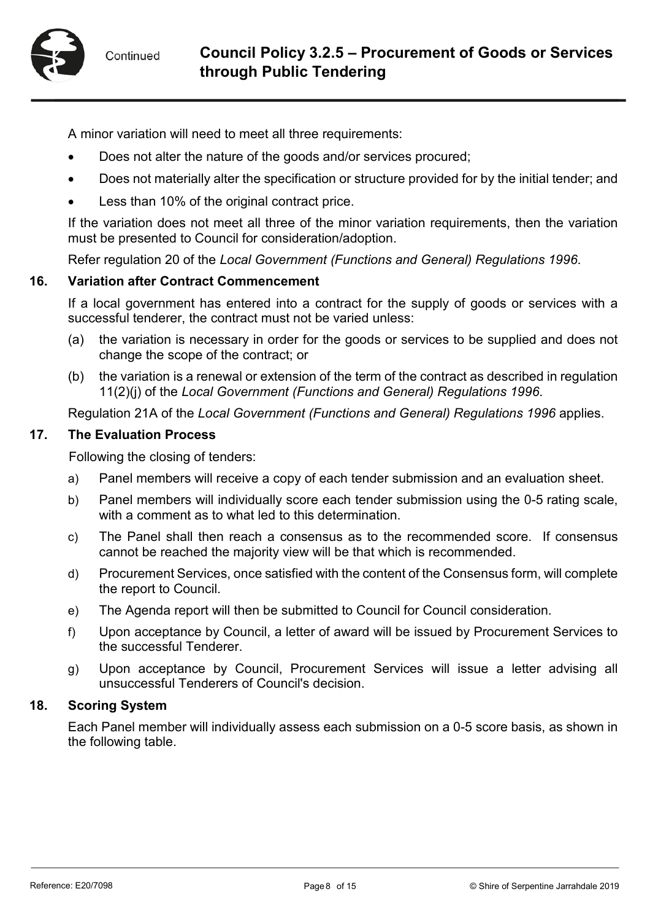A minor variation will need to meet all three requirements:

- Does not alter the nature of the goods and/or services procured;
- Does not materially alter the specification or structure provided for by the initial tender; and
- Less than 10% of the original contract price.

If the variation does not meet all three of the minor variation requirements, then the variation must be presented to Council for consideration/adoption.

Refer regulation 20 of the *Local Government (Functions and General) Regulations 1996*.

## 16. Variation after Contract Commencement

If a local government has entered into a contract for the supply of goods or services with a successful tenderer, the contract must not be varied unless:

(a) the variation is necessary in order for the goods or services to be supplied and does not change the scope of the contract; or

(b) the variation is a renewal or extension of the term of the contract as described in regulation 11(2)(j) of the *Local Government (Functions and General) Regulations 1996.*

Regulation 21A of the *Local Government (Functions and General) Regulations 1996* applies.

## 17. The Evaluation Process

Following the closing of tenders:

a) Panel members will receive a copy of each tender submission and an evaluation sheet.

b) Panel members will individually score each tender submission using the 0-5 rating scale, with a comment as to what led to this determination.

c) The Panel shall then reach a consensus as to the recommended score. If consensus cannot be reached the majority view will be that which is recommended.

d) Procurement Services, once satisfied with the content of the Consensus form, will complete the report to Council.

e) The Agenda report will then be submitted to Council for Council consideration.

f) Upon acceptance by Council, a letter of award will be issued by Procurement Services to the successful Tenderer.

g) Upon acceptance by Council, Procurement Services will issue a letter advising all unsuccessful Tenderers of Council's decision.

## 18. Scoring System

Each Panel member will individually assess each submission on a 0-5 score basis, as shown in the following table.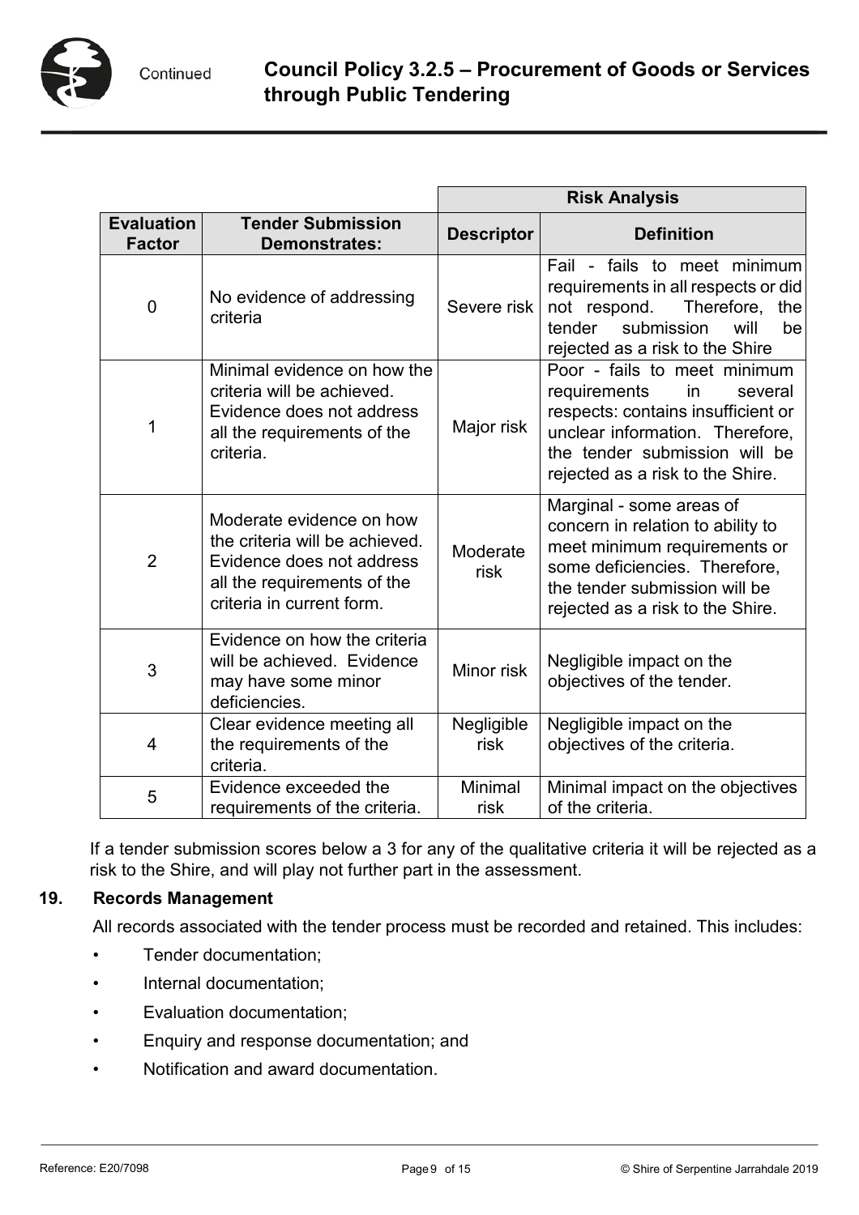| Evaluation Factor | Tender Submission Demonstrates: | Risk Analysis | |
|---|---|---|---|
| | | **Descriptor** | **Definition** |
| 0 | No evidence of addressing criteria | Severe risk | Fail - fails to meet minimum requirements in all respects or did not respond. Therefore, the tender submission will be rejected as a risk to the Shire |
| 1 | Minimal evidence on how the criteria will be achieved. Evidence does not address all the requirements of the criteria. | Major risk | Poor - fails to meet minimum requirements in several respects: contains insufficient or unclear information. Therefore, the tender submission will be rejected as a risk to the Shire. |
| 2 | Moderate evidence on how the criteria will be achieved. Evidence does not address all the requirements of the criteria in current form. | Moderate risk | Marginal - some areas of concern in relation to ability to meet minimum requirements or some deficiencies. Therefore, the tender submission will be rejected as a risk to the Shire. |
| 3 | Evidence on how the criteria will be achieved. Evidence may have some minor deficiencies. | Minor risk | Negligible impact on the objectives of the tender. |
| 4 | Clear evidence meeting all the requirements of the criteria. | Negligible risk | Negligible impact on the objectives of the criteria. |
| 5 | Evidence exceeded the requirements of the criteria. | Minimal risk | Minimal impact on the objectives of the criteria. |

If a tender submission scores below a 3 for any of the qualitative criteria it will be rejected as a risk to the Shire, and will play not further part in the assessment.

## 19. Records Management

All records associated with the tender process must be recorded and retained. This includes:

- Tender documentation;
- Internal documentation;
- Evaluation documentation;
- Enquiry and response documentation; and
- Notification and award documentation.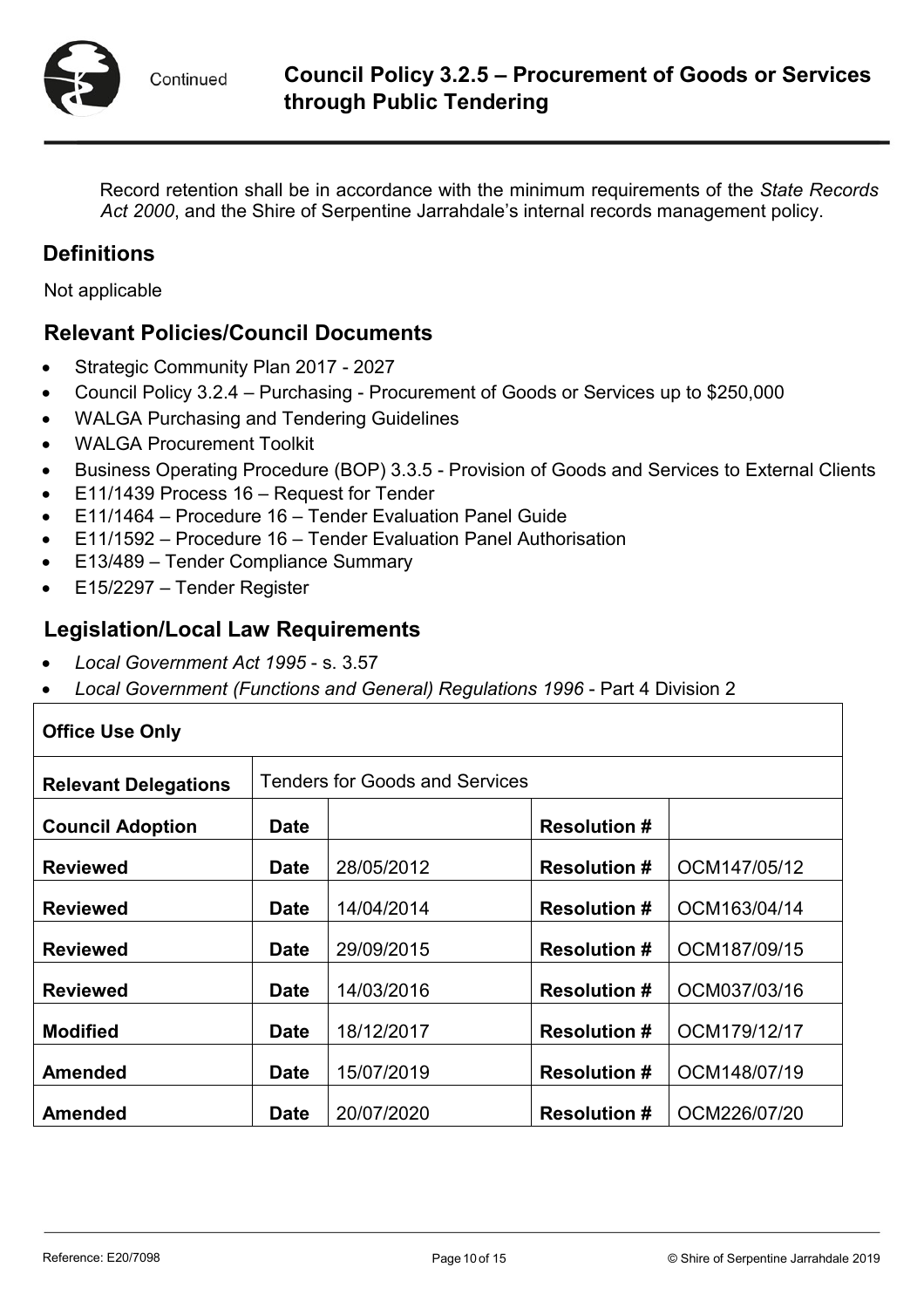Record retention shall be in accordance with the minimum requirements of the *State Records Act 2000*, and the Shire of Serpentine Jarrahdale's internal records management policy.

## Definitions

Not applicable

## Relevant Policies/Council Documents

- Strategic Community Plan 2017 - 2027
- Council Policy 3.2.4 – Purchasing - Procurement of Goods or Services up to $250,000
- WALGA Purchasing and Tendering Guidelines
- WALGA Procurement Toolkit
- Business Operating Procedure (BOP) 3.3.5 - Provision of Goods and Services to External Clients
- E11/1439 Process 16 – Request for Tender
- E11/1464 – Procedure 16 – Tender Evaluation Panel Guide
- E11/1592 – Procedure 16 – Tender Evaluation Panel Authorisation
- E13/489 – Tender Compliance Summary
- E15/2297 – Tender Register

## Legislation/Local Law Requirements

- *Local Government Act 1995* - s. 3.57
- *Local Government (Functions and General) Regulations 1996* - Part 4 Division 2

| **Office Use Only** | | | | |
|---|---|---|---|---|
| **Relevant Delegations** | Tenders for Goods and Services | | | |
| **Council Adoption** | **Date** | | **Resolution #** | |
| **Reviewed** | **Date** | 28/05/2012 | **Resolution #** | OCM147/05/12 |
| **Reviewed** | **Date** | 14/04/2014 | **Resolution #** | OCM163/04/14 |
| **Reviewed** | **Date** | 29/09/2015 | **Resolution #** | OCM187/09/15 |
| **Reviewed** | **Date** | 14/03/2016 | **Resolution #** | OCM037/03/16 |
| **Modified** | **Date** | 18/12/2017 | **Resolution #** | OCM179/12/17 |
| **Amended** | **Date** | 15/07/2019 | **Resolution #** | OCM148/07/19 |
| **Amended** | **Date** | 20/07/2020 | **Resolution #** | OCM226/07/20 |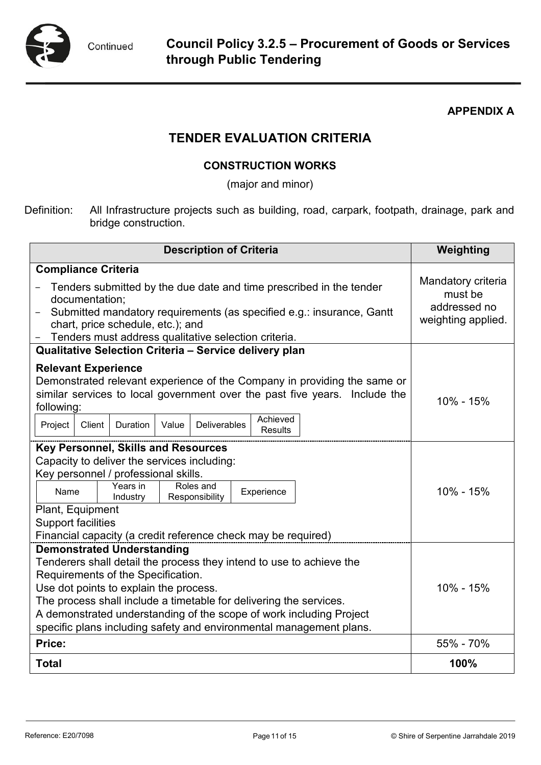**APPENDIX A**

## TENDER EVALUATION CRITERIA

### CONSTRUCTION WORKS

(major and minor)

Definition: All Infrastructure projects such as building, road, carpark, footpath, drainage, park and bridge construction.

| Description of Criteria | Weighting |
|---|---|
| **Compliance Criteria**<br>- Tenders submitted by the due date and time prescribed in the tender documentation;<br>- Submitted mandatory requirements (as specified e.g.: insurance, Gantt chart, price schedule, etc.); and<br>- Tenders must address qualitative selection criteria. | Mandatory criteria must be addressed no weighting applied. |
| **Qualitative Selection Criteria – Service delivery plan** | |
| **Relevant Experience**<br>Demonstrated relevant experience of the Company in providing the same or similar services to local government over the past five years. Include the following:<br>Project \| Client \| Duration \| Value \| Deliverables \| Achieved Results | 10% - 15% |
| **Key Personnel, Skills and Resources**<br>Capacity to deliver the services including:<br>Key personnel / professional skills.<br>Name \| Years in Industry \| Roles and Responsibility \| Experience<br>Plant, Equipment<br>Support facilities<br>Financial capacity (a credit reference check may be required) | 10% - 15% |
| **Demonstrated Understanding**<br>Tenderers shall detail the process they intend to use to achieve the Requirements of the Specification.<br>Use dot points to explain the process.<br>The process shall include a timetable for delivering the services.<br>A demonstrated understanding of the scope of work including Project specific plans including safety and environmental management plans. | 10% - 15% |
| **Price:** | 55% - 70% |
| **Total** | **100%** |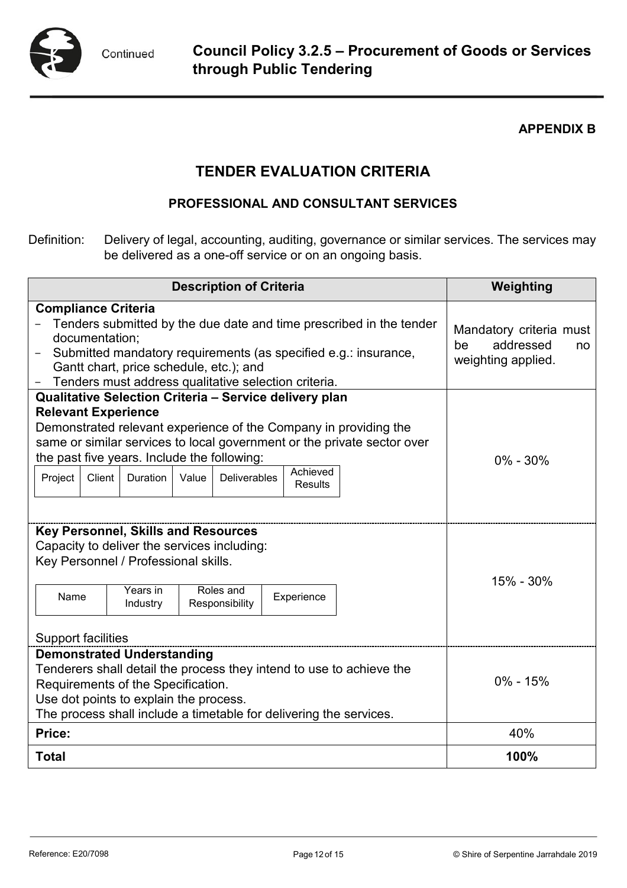**APPENDIX B**

# TENDER EVALUATION CRITERIA

## PROFESSIONAL AND CONSULTANT SERVICES

Definition: Delivery of legal, accounting, auditing, governance or similar services. The services may be delivered as a one-off service or on an ongoing basis.

| Description of Criteria | Weighting |
|---|---|
| **Compliance Criteria**<br>- Tenders submitted by the due date and time prescribed in the tender documentation;<br>- Submitted mandatory requirements (as specified e.g.: insurance, Gantt chart, price schedule, etc.); and<br>- Tenders must address qualitative selection criteria. | Mandatory criteria must be addressed no weighting applied. |
| **Qualitative Selection Criteria – Service delivery plan**<br>**Relevant Experience**<br>Demonstrated relevant experience of the Company in providing the same or similar services to local government or the private sector over the past five years. Include the following:<br>Project \| Client \| Duration \| Value \| Deliverables \| Achieved Results | 0% - 30% |
| **Key Personnel, Skills and Resources**<br>Capacity to deliver the services including:<br>Key Personnel / Professional skills.<br>Name \| Years in Industry \| Roles and Responsibility \| Experience<br>Support facilities | 15% - 30% |
| **Demonstrated Understanding**<br>Tenderers shall detail the process they intend to use to achieve the Requirements of the Specification.<br>Use dot points to explain the process.<br>The process shall include a timetable for delivering the services. | 0% - 15% |
| **Price:** | 40% |
| **Total** | **100%** |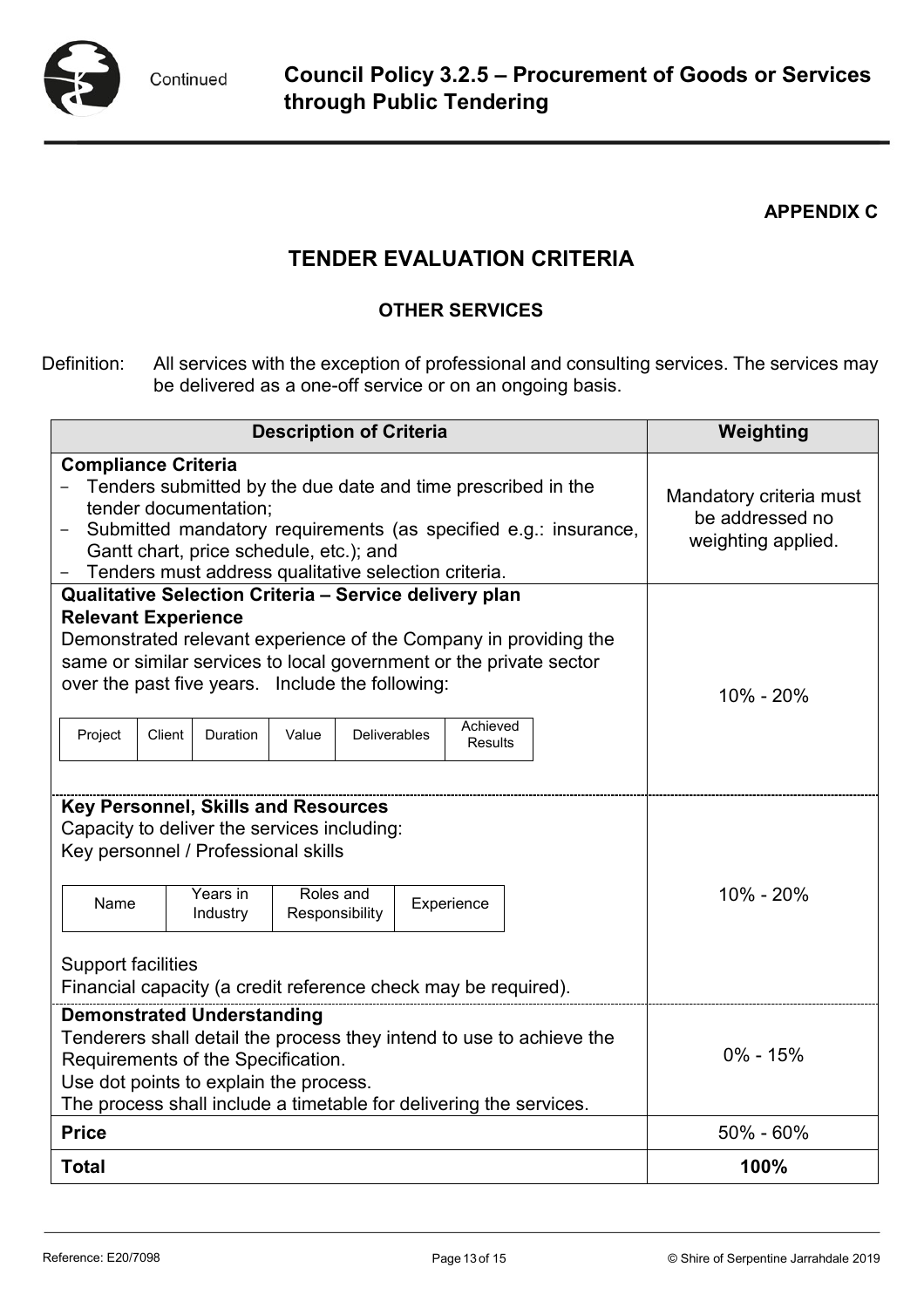**APPENDIX C**

# TENDER EVALUATION CRITERIA

## OTHER SERVICES

Definition: All services with the exception of professional and consulting services. The services may be delivered as a one-off service or on an ongoing basis.

| Description of Criteria | Weighting |
|---|---|
| **Compliance Criteria**<br>- Tenders submitted by the due date and time prescribed in the tender documentation;<br>- Submitted mandatory requirements (as specified e.g.: insurance, Gantt chart, price schedule, etc.); and<br>- Tenders must address qualitative selection criteria. | Mandatory criteria must be addressed no weighting applied. |
| **Qualitative Selection Criteria – Service delivery plan**<br>**Relevant Experience**<br>Demonstrated relevant experience of the Company in providing the same or similar services to local government or the private sector over the past five years. Include the following:<br>Project \| Client \| Duration \| Value \| Deliverables \| Achieved Results | 10% - 20% |
| **Key Personnel, Skills and Resources**<br>Capacity to deliver the services including:<br>Key personnel / Professional skills<br>Name \| Years in Industry \| Roles and Responsibility \| Experience<br>Support facilities<br>Financial capacity (a credit reference check may be required). | 10% - 20% |
| **Demonstrated Understanding**<br>Tenderers shall detail the process they intend to use to achieve the Requirements of the Specification.<br>Use dot points to explain the process.<br>The process shall include a timetable for delivering the services. | 0% - 15% |
| **Price** | 50% - 60% |
| **Total** | **100%** |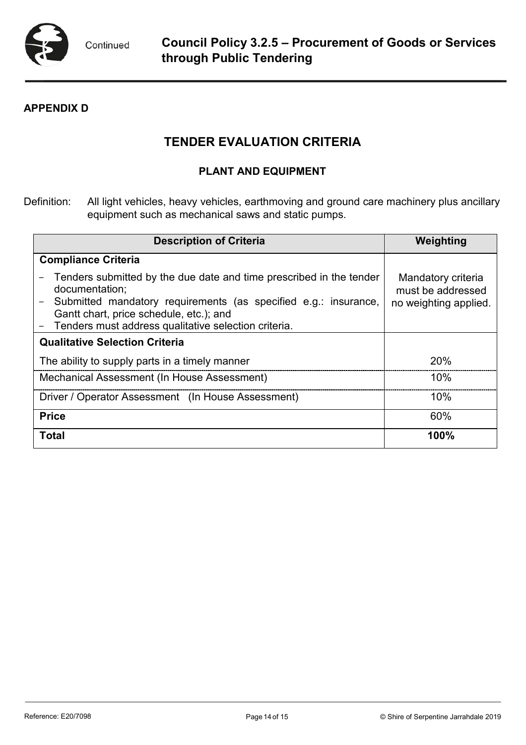**APPENDIX D**

## TENDER EVALUATION CRITERIA

### PLANT AND EQUIPMENT

Definition: All light vehicles, heavy vehicles, earthmoving and ground care machinery plus ancillary equipment such as mechanical saws and static pumps.

| Description of Criteria | Weighting |
|---|---|
| **Compliance Criteria**<br>- Tenders submitted by the due date and time prescribed in the tender documentation;<br>- Submitted mandatory requirements (as specified e.g.: insurance, Gantt chart, price schedule, etc.); and<br>- Tenders must address qualitative selection criteria. | Mandatory criteria must be addressed no weighting applied. |
| **Qualitative Selection Criteria** | |
| The ability to supply parts in a timely manner | 20% |
| Mechanical Assessment (In House Assessment) | 10% |
| Driver / Operator Assessment (In House Assessment) | 10% |
| **Price** | 60% |
| **Total** | **100%** |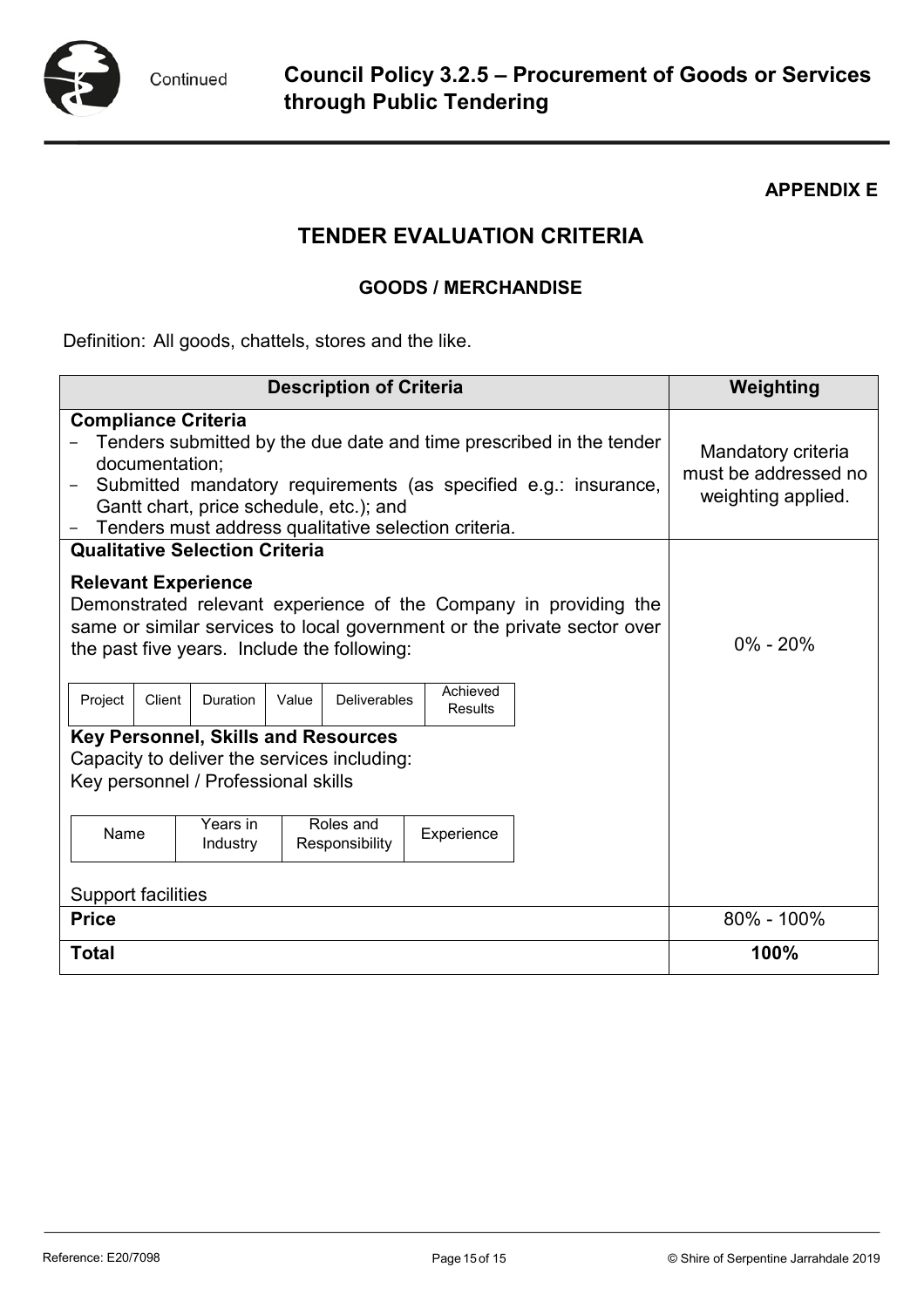**APPENDIX E**

## TENDER EVALUATION CRITERIA

### GOODS / MERCHANDISE

Definition: All goods, chattels, stores and the like.

| Description of Criteria | Weighting |
|---|---|
| **Compliance Criteria**<br>- Tenders submitted by the due date and time prescribed in the tender documentation;<br>- Submitted mandatory requirements (as specified e.g.: insurance, Gantt chart, price schedule, etc.); and<br>- Tenders must address qualitative selection criteria. | Mandatory criteria must be addressed no weighting applied. |
| **Qualitative Selection Criteria**<br><br>**Relevant Experience**<br>Demonstrated relevant experience of the Company in providing the same or similar services to local government or the private sector over the past five years. Include the following:<br><br>Project \| Client \| Duration \| Value \| Deliverables \| Achieved Results<br><br>**Key Personnel, Skills and Resources**<br>Capacity to deliver the services including:<br>Key personnel / Professional skills<br><br>Name \| Years in Industry \| Roles and Responsibility \| Experience<br><br>Support facilities | 0% - 20% |
| **Price** | 80% - 100% |
| **Total** | **100%** |